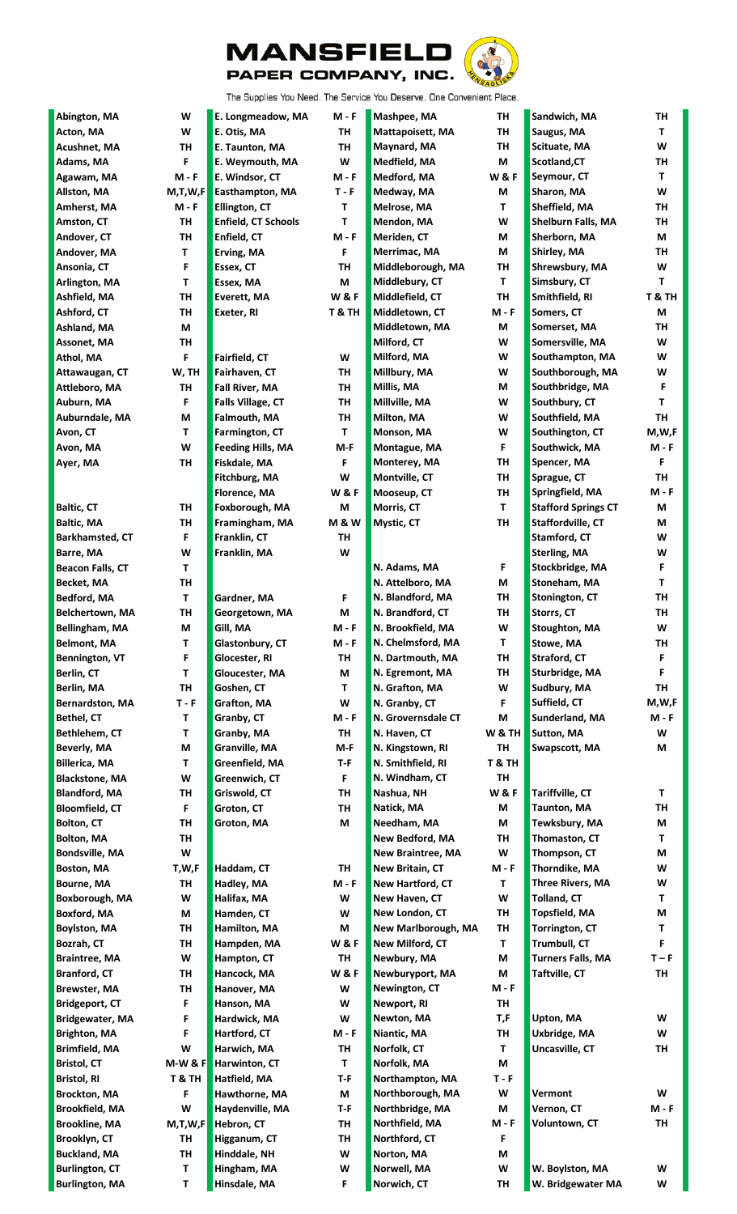# MANSFIELD PAPER COMPANY, INC.

The Supplies You Need. The Service You Deserve. One Convenient Place.

| Town | Day |
|---|---|
| Abington, MA | W |
| Acton, MA | W |
| Acushnet, MA | TH |
| Adams, MA | F |
| Agawam, MA | M - F |
| Allston, MA | M,T,W,F |
| Amherst, MA | M - F |
| Amston, CT | TH |
| Andover, CT | TH |
| Andover, MA | T |
| Ansonia, CT | F |
| Arlington, MA | T |
| Ashfield, MA | TH |
| Ashford, CT | TH |
| Ashland, MA | M |
| Assonet, MA | TH |
| Athol, MA | F |
| Attawaugan, CT | W, TH |
| Attleboro, MA | TH |
| Auburn, MA | F |
| Auburndale, MA | M |
| Avon, CT | T |
| Avon, MA | W |
| Ayer, MA | TH |
| | |
| Baltic, CT | TH |
| Baltic, MA | TH |
| Barkhamsted, CT | F |
| Barre, MA | W |
| Beacon Falls, CT | T |
| Becket, MA | TH |
| Bedford, MA | T |
| Belchertown, MA | TH |
| Bellingham, MA | M |
| Belmont, MA | T |
| Bennington, VT | F |
| Berlin, CT | T |
| Berlin, MA | TH |
| Bernardston, MA | T - F |
| Bethel, CT | T |
| Bethlehem, CT | T |
| Beverly, MA | M |
| Billerica, MA | T |
| Blackstone, MA | W |
| Blandford, MA | TH |
| Bloomfield, CT | F |
| Bolton, CT | TH |
| Bolton, MA | TH |
| Bondsville, MA | W |
| Boston, MA | T,W,F |
| Bourne, MA | TH |
| Boxborough, MA | W |
| Boxford, MA | M |
| Boylston, MA | TH |
| Bozrah, CT | TH |
| Braintree, MA | W |
| Branford, CT | TH |
| Brewster, MA | TH |
| Bridgeport, CT | F |
| Bridgewater, MA | F |
| Brighton, MA | F |
| Brimfield, MA | W |
| Bristol, CT | M-W & F |
| Bristol, RI | T & TH |
| Brockton, MA | F |
| Brookfield, MA | W |
| Brookline, MA | M,T,W,F |
| Brooklyn, CT | TH |
| Buckland, MA | TH |
| Burlington, CT | T |
| Burlington, MA | T |

| Town | Day |
|---|---|
| E. Longmeadow, MA | M - F |
| E. Otis, MA | TH |
| E. Taunton, MA | TH |
| E. Weymouth, MA | W |
| E. Windsor, CT | M - F |
| Easthampton, MA | T - F |
| Ellington, CT | T |
| Enfield, CT Schools | T |
| Enfield, CT | M - F |
| Erving, MA | F |
| Essex, CT | TH |
| Essex, MA | M |
| Everett, MA | W & F |
| Exeter, RI | T & TH |
| | |
| Fairfield, CT | W |
| Fairhaven, CT | TH |
| Fall River, MA | TH |
| Falls Village, CT | TH |
| Falmouth, MA | TH |
| Farmington, CT | T |
| Feeding Hills, MA | M-F |
| Fiskdale, MA | F |
| Fitchburg, MA | W |
| Florence, MA | W & F |
| Foxborough, MA | M |
| Framingham, MA | M & W |
| Franklin, CT | TH |
| Franklin, MA | W |
| | |
| Gardner, MA | F |
| Georgetown, MA | M |
| Gill, MA | M - F |
| Glastonbury, CT | M - F |
| Glocester, RI | TH |
| Gloucester, MA | M |
| Goshen, CT | T |
| Grafton, MA | W |
| Granby, CT | M - F |
| Granby, MA | TH |
| Granville, MA | M-F |
| Greenfield, MA | T-F |
| Greenwich, CT | F |
| Griswold, CT | TH |
| Groton, CT | TH |
| Groton, MA | M |
| | |
| Haddam, CT | TH |
| Hadley, MA | M - F |
| Halifax, MA | W |
| Hamden, CT | W |
| Hamilton, MA | M |
| Hampden, MA | W & F |
| Hampton, CT | TH |
| Hancock, MA | W & F |
| Hanover, MA | W |
| Hanson, MA | W |
| Hardwick, MA | W |
| Hartford, CT | M - F |
| Harwich, MA | TH |
| Harwinton, CT | T |
| Hatfield, MA | T-F |
| Hawthorne, MA | M |
| Haydenville, MA | T-F |
| Hebron, CT | TH |
| Higganum, CT | TH |
| Hinddale, NH | W |
| Hingham, MA | W |
| Hinsdale, MA | F |

| Town | Day |
|---|---|
| Mashpee, MA | TH |
| Mattapoisett, MA | TH |
| Maynard, MA | TH |
| Medfield, MA | M |
| Medford, MA | W & F |
| Medway, MA | M |
| Melrose, MA | T |
| Mendon, MA | W |
| Meriden, CT | M |
| Merrimac, MA | M |
| Middleborough, MA | TH |
| Middlebury, CT | T |
| Middlefield, CT | TH |
| Middletown, CT | M - F |
| Middletown, MA | M |
| Milford, CT | W |
| Milford, MA | W |
| Millbury, MA | W |
| Millis, MA | M |
| Millville, MA | W |
| Milton, MA | W |
| Monson, MA | W |
| Montague, MA | F |
| Monterey, MA | TH |
| Montville, CT | TH |
| Mooseup, CT | TH |
| Morris, CT | T |
| Mystic, CT | TH |
| | |
| N. Adams, MA | F |
| N. Attelboro, MA | M |
| N. Blandford, MA | TH |
| N. Brandford, CT | TH |
| N. Brookfield, MA | W |
| N. Chelmsford, MA | T |
| N. Dartmouth, MA | TH |
| N. Egremont, MA | TH |
| N. Grafton, MA | W |
| N. Granby, CT | F |
| N. Groversndale CT | M |
| N. Haven, CT | W & TH |
| N. Kingstown, RI | TH |
| N. Smithfield, RI | T & TH |
| N. Windham, CT | TH |
| Nashua, NH | W & F |
| Natick, MA | M |
| Needham, MA | M |
| New Bedford, MA | TH |
| New Braintree, MA | W |
| New Britain, CT | M - F |
| New Hartford, CT | T |
| New Haven, CT | W |
| New London, CT | TH |
| New Marlborough, MA | TH |
| New Milford, CT | T |
| Newbury, MA | M |
| Newburyport, MA | M |
| Newington, CT | M - F |
| Newport, RI | TH |
| Newton, MA | T,F |
| Niantic, MA | TH |
| Norfolk, CT | T |
| Norfolk, MA | M |
| Northampton, MA | T - F |
| Northborough, MA | W |
| Northbridge, MA | M |
| Northfield, MA | M - F |
| Northford, CT | F |
| Norton, MA | M |
| Norwell, MA | W |
| Norwich, CT | TH |

| Town | Day |
|---|---|
| Sandwich, MA | TH |
| Saugus, MA | T |
| Scituate, MA | W |
| Scotland,CT | TH |
| Seymour, CT | T |
| Sharon, MA | W |
| Sheffield, MA | TH |
| Shelburn Falls, MA | TH |
| Sherborn, MA | M |
| Shirley, MA | TH |
| Shrewsbury, MA | W |
| Simsbury, CT | T |
| Smithfield, RI | T & TH |
| Somers, CT | M |
| Somerset, MA | TH |
| Somersville, MA | W |
| Southampton, MA | W |
| Southborough, MA | W |
| Southbridge, MA | F |
| Southbury, CT | T |
| Southfield, MA | TH |
| Southington, CT | M,W,F |
| Southwick, MA | M - F |
| Spencer, MA | F |
| Sprague, CT | TH |
| Springfield, MA | M - F |
| Stafford Springs CT | M |
| Staffordville, CT | M |
| Stamford, CT | W |
| Sterling, MA | W |
| Stockbridge, MA | F |
| Stoneham, MA | T |
| Stonington, CT | TH |
| Storrs, CT | TH |
| Stoughton, MA | W |
| Stowe, MA | TH |
| Straford, CT | F |
| Sturbridge, MA | F |
| Sudbury, MA | TH |
| Suffield, CT | M,W,F |
| Sunderland, MA | M - F |
| Sutton, MA | W |
| Swapscott, MA | M |
| | |
| Tariffville, CT | T |
| Taunton, MA | TH |
| Tewksbury, MA | M |
| Thomaston, CT | T |
| Thompson, CT | M |
| Thorndike, MA | W |
| Three Rivers, MA | W |
| Tolland, CT | T |
| Topsfield, MA | M |
| Torrington, CT | T |
| Trumbull, CT | F |
| Turners Falls, MA | T – F |
| Taftville, CT | TH |
| | |
| Upton, MA | W |
| Uxbridge, MA | W |
| Uncasville, CT | TH |
| | |
| Vermont | W |
| Vernon, CT | M - F |
| Voluntown, CT | TH |
| | |
| W. Boylston, MA | W |
| W. Bridgewater MA | W |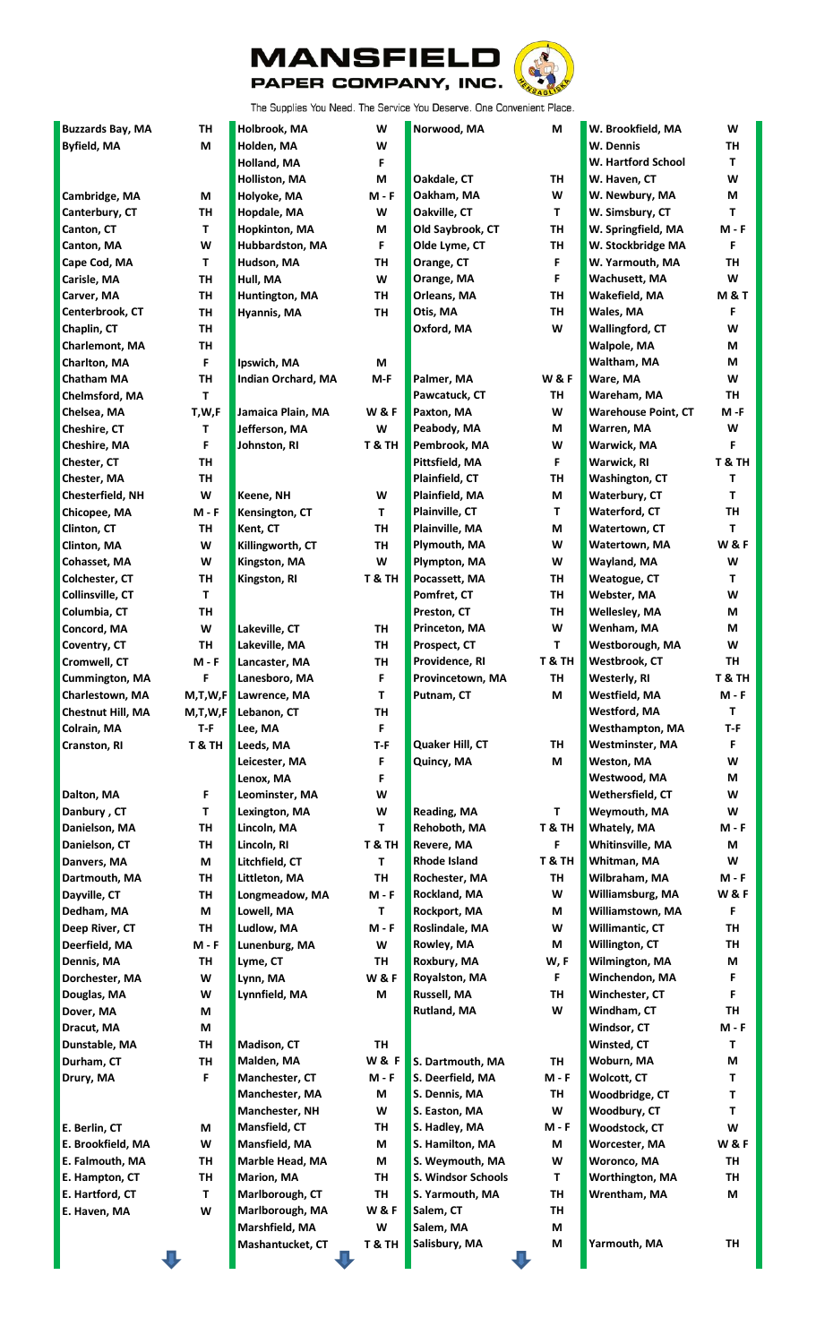# MANSFIELD PAPER COMPANY, INC.

The Supplies You Need. The Service You Deserve. One Convenient Place.

| | |
|---|---|
| Buzzards Bay, MA | TH |
| Byfield, MA | M |
| Cambridge, MA | M |
| Canterbury, CT | TH |
| Canton, CT | T |
| Canton, MA | W |
| Cape Cod, MA | T |
| Carisle, MA | TH |
| Carver, MA | TH |
| Centerbrook, CT | TH |
| Chaplin, CT | TH |
| Charlemont, MA | TH |
| Charlton, MA | F |
| Chatham MA | TH |
| Chelmsford, MA | T |
| Chelsea, MA | T,W,F |
| Cheshire, CT | T |
| Cheshire, MA | F |
| Chester, CT | TH |
| Chester, MA | TH |
| Chesterfield, NH | W |
| Chicopee, MA | M - F |
| Clinton, CT | TH |
| Clinton, MA | W |
| Cohasset, MA | W |
| Colchester, CT | TH |
| Collinsville, CT | T |
| Columbia, CT | TH |
| Concord, MA | W |
| Coventry, CT | TH |
| Cromwell, CT | M - F |
| Cummington, MA | F |
| Charlestown, MA | M,T,W,F |
| Chestnut Hill, MA | M,T,W,F |
| Colrain, MA | T-F |
| Cranston, RI | T & TH |
| Dalton, MA | F |
| Danbury , CT | T |
| Danielson, MA | TH |
| Danielson, CT | TH |
| Danvers, MA | M |
| Dartmouth, MA | TH |
| Dayville, CT | TH |
| Dedham, MA | M |
| Deep River, CT | TH |
| Deerfield, MA | M - F |
| Dennis, MA | TH |
| Dorchester, MA | W |
| Douglas, MA | W |
| Dover, MA | M |
| Dracut, MA | M |
| Dunstable, MA | TH |
| Durham, CT | TH |
| Drury, MA | F |
| E. Berlin, CT | M |
| E. Brookfield, MA | W |
| E. Falmouth, MA | TH |
| E. Hampton, CT | TH |
| E. Hartford, CT | T |
| E. Haven, MA | W |
| Holbrook, MA | W |
| Holden, MA | W |
| Holland, MA | F |
| Holliston, MA | M |
| Holyoke, MA | M - F |
| Hopdale, MA | W |
| Hopkinton, MA | M |
| Hubbardston, MA | F |
| Hudson, MA | TH |
| Hull, MA | W |
| Huntington, MA | TH |
| Hyannis, MA | TH |
| Ipswich, MA | M |
| Indian Orchard, MA | M-F |
| Jamaica Plain, MA | W & F |
| Jefferson, MA | W |
| Johnston, RI | T & TH |
| Keene, NH | W |
| Kensington, CT | T |
| Kent, CT | TH |
| Killingworth, CT | TH |
| Kingston, MA | W |
| Kingston, RI | T & TH |
| Lakeville, CT | TH |
| Lakeville, MA | TH |
| Lancaster, MA | TH |
| Lanesboro, MA | F |
| Lawrence, MA | T |
| Lebanon, CT | TH |
| Lee, MA | F |
| Leeds, MA | T-F |
| Leicester, MA | F |
| Lenox, MA | F |
| Leominster, MA | W |
| Lexington, MA | W |
| Lincoln, MA | T |
| Lincoln, RI | T & TH |
| Litchfield, CT | T |
| Littleton, MA | TH |
| Longmeadow, MA | M - F |
| Lowell, MA | T |
| Ludlow, MA | M - F |
| Lunenburg, MA | W |
| Lyme, CT | TH |
| Lynn, MA | W & F |
| Lynnfield, MA | M |
| Madison, CT | TH |
| Malden, MA | W & F |
| Manchester, CT | M - F |
| Manchester, MA | M |
| Manchester, NH | W |
| Mansfield, CT | TH |
| Mansfield, MA | M |
| Marble Head, MA | M |
| Marion, MA | TH |
| Marlborough, CT | TH |
| Marlborough, MA | W & F |
| Marshfield, MA | W |
| Mashantucket, CT | T & TH |
| Norwood, MA | M |
| Oakdale, CT | TH |
| Oakham, MA | W |
| Oakville, CT | T |
| Old Saybrook, CT | TH |
| Olde Lyme, CT | TH |
| Orange, CT | F |
| Orange, MA | F |
| Orleans, MA | TH |
| Otis, MA | TH |
| Oxford, MA | W |
| Palmer, MA | W & F |
| Pawcatuck, CT | TH |
| Paxton, MA | W |
| Peabody, MA | M |
| Pembrook, MA | W |
| Pittsfield, MA | F |
| Plainfield, CT | TH |
| Plainfield, MA | M |
| Plainville, CT | T |
| Plainville, MA | M |
| Plymouth, MA | W |
| Plympton, MA | W |
| Pocassett, MA | TH |
| Pomfret, CT | TH |
| Preston, CT | TH |
| Princeton, MA | W |
| Prospect, CT | T |
| Providence, RI | T & TH |
| Provincetown, MA | TH |
| Putnam, CT | M |
| Quaker Hill, CT | TH |
| Quincy, MA | M |
| Reading, MA | T |
| Rehoboth, MA | T & TH |
| Revere, MA | F |
| Rhode Island | T & TH |
| Rochester, MA | TH |
| Rockland, MA | W |
| Rockport, MA | M |
| Roslindale, MA | W |
| Rowley, MA | M |
| Roxbury, MA | W, F |
| Royalston, MA | F |
| Russell, MA | TH |
| Rutland, MA | W |
| S. Dartmouth, MA | TH |
| S. Deerfield, MA | M - F |
| S. Dennis, MA | TH |
| S. Easton, MA | W |
| S. Hadley, MA | M - F |
| S. Hamilton, MA | M |
| S. Weymouth, MA | W |
| S. Windsor Schools | T |
| S. Yarmouth, MA | TH |
| Salem, CT | TH |
| Salem, MA | M |
| Salisbury, MA | M |
| W. Brookfield, MA | W |
| W. Dennis | TH |
| W. Hartford School | T |
| W. Haven, CT | W |
| W. Newbury, MA | M |
| W. Simsbury, CT | T |
| W. Springfield, MA | M - F |
| W. Stockbridge MA | F |
| W. Yarmouth, MA | TH |
| Wachusett, MA | W |
| Wakefield, MA | M & T |
| Wales, MA | F |
| Wallingford, CT | W |
| Walpole, MA | M |
| Waltham, MA | M |
| Ware, MA | W |
| Wareham, MA | TH |
| Warehouse Point, CT | M -F |
| Warren, MA | W |
| Warwick, MA | F |
| Warwick, RI | T & TH |
| Washington, CT | T |
| Waterbury, CT | T |
| Waterford, CT | TH |
| Watertown, CT | T |
| Watertown, MA | W & F |
| Wayland, MA | W |
| Weatogue, CT | T |
| Webster, MA | W |
| Wellesley, MA | M |
| Wenham, MA | M |
| Westborough, MA | W |
| Westbrook, CT | TH |
| Westerly, RI | T & TH |
| Westfield, MA | M - F |
| Westford, MA | T |
| Westhampton, MA | T-F |
| Westminster, MA | F |
| Weston, MA | W |
| Westwood, MA | M |
| Wethersfield, CT | W |
| Weymouth, MA | W |
| Whately, MA | M - F |
| Whitinsville, MA | M |
| Whitman, MA | W |
| Wilbraham, MA | M - F |
| Williamsburg, MA | W & F |
| Williamstown, MA | F |
| Willimantic, CT | TH |
| Willington, CT | TH |
| Wilmington, MA | M |
| Winchendon, MA | F |
| Winchester, CT | F |
| Windham, CT | TH |
| Windsor, CT | M - F |
| Winsted, CT | T |
| Woburn, MA | M |
| Wolcott, CT | T |
| Woodbridge, CT | T |
| Woodbury, CT | T |
| Woodstock, CT | W |
| Worcester, MA | W & F |
| Woronco, MA | TH |
| Worthington, MA | TH |
| Wrentham, MA | M |
| Yarmouth, MA | TH |